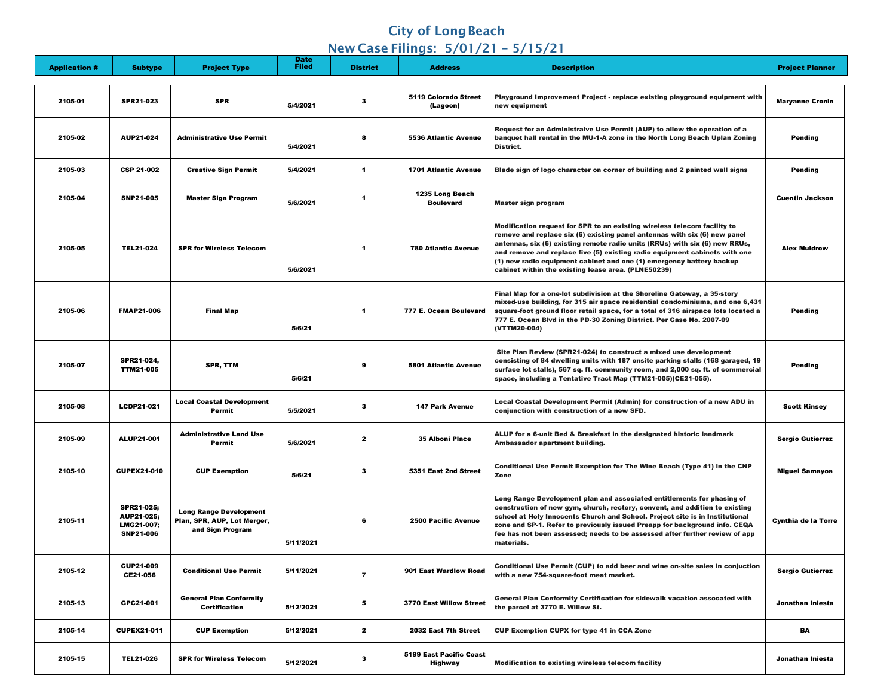# City of Long Beach

## New Case Filings: 5/01/21 – 5/15/21

| Application # | Subtype | Project Type | Date Filed | District | Address | Description | Project Planner |
|---|---|---|---|---|---|---|---|
| 2105-01 | SPR21-023 | SPR | 5/4/2021 | 3 | 5119 Colorado Street (Lagoon) | Playground Improvement Project - replace existing playground equipment with new equipment | Maryanne Cronin |
| 2105-02 | AUP21-024 | Administrative Use Permit | 5/4/2021 | 8 | 5536 Atlantic Avenue | Request for an Administraive Use Permit (AUP) to allow the operation of a banquet hall rental in the MU-1-A zone in the North Long Beach Uplan Zoning District. | Pending |
| 2105-03 | CSP 21-002 | Creative Sign Permit | 5/4/2021 | 1 | 1701 Atlantic Avenue | Blade sign of logo character on corner of building and 2 painted wall signs | Pending |
| 2105-04 | SNP21-005 | Master Sign Program | 5/6/2021 | 1 | 1235 Long Beach Boulevard | Master sign program | Cuentin Jackson |
| 2105-05 | TEL21-024 | SPR for Wireless Telecom | 5/6/2021 | 1 | 780 Atlantic Avenue | Modification request for SPR to an existing wireless telecom facility to remove and replace six (6) existing panel antennas with six (6) new panel antennas, six (6) existing remote radio units (RRUs) with six (6) new RRUs, and remove and replace five (5) existing radio equipment cabinets with one (1) new radio equipment cabinet and one (1) emergency battery backup cabinet within the existing lease area. (PLNE50239) | Alex Muldrow |
| 2105-06 | FMAP21-006 | Final Map | 5/6/21 | 1 | 777 E. Ocean Boulevard | Final Map for a one-lot subdivision at the Shoreline Gateway, a 35-story mixed-use building, for 315 air space residential condominiums, and one 6,431 square-foot ground floor retail space, for a total of 316 airspace lots located a 777 E. Ocean Blvd in the PD-30 Zoning District. Per Case No. 2007-09 (VTTM20-004) | Pending |
| 2105-07 | SPR21-024, TTM21-005 | SPR, TTM | 5/6/21 | 9 | 5801 Atlantic Avenue | Site Plan Review (SPR21-024) to construct a mixed use development consisting of 84 dwelling units with 187 onsite parking stalls (168 garaged, 19 surface lot stalls), 567 sq. ft. community room, and 2,000 sq. ft. of commercial space, including a Tentative Tract Map (TTM21-005)(CE21-055). | Pending |
| 2105-08 | LCDP21-021 | Local Coastal Development Permit | 5/5/2021 | 3 | 147 Park Avenue | Local Coastal Development Permit (Admin) for construction of a new ADU in conjunction with construction of a new SFD. | Scott Kinsey |
| 2105-09 | ALUP21-001 | Administrative Land Use Permit | 5/6/2021 | 2 | 35 Alboni Place | ALUP for a 6-unit Bed & Breakfast in the designated historic landmark Ambassador apartment building. | Sergio Gutierrez |
| 2105-10 | CUPEX21-010 | CUP Exemption | 5/6/21 | 3 | 5351 East 2nd Street | Conditional Use Permit Exemption for The Wine Beach (Type 41) in the CNP Zone | Miguel Samayoa |
| 2105-11 | SPR21-025; AUP21-025; LMG21-007; SNP21-006 | Long Range Development Plan, SPR, AUP, Lot Merger, and Sign Program | 5/11/2021 | 6 | 2500 Pacific Avenue | Long Range Development plan and associated entitlements for phasing of construction of new gym, church, rectory, convent, and addition to existing school at Holy Innocents Church and School. Project site is in Institutional zone and SP-1. Refer to previously issued Preapp for background info. CEQA fee has not been assessed; needs to be assessed after further review of app materials. | Cynthia de la Torre |
| 2105-12 | CUP21-009 CE21-056 | Conditional Use Permit | 5/11/2021 | 7 | 901 East Wardlow Road | Conditional Use Permit (CUP) to add beer and wine on-site sales in conjuction with a new 754-square-foot meat market. | Sergio Gutierrez |
| 2105-13 | GPC21-001 | General Plan Conformity Certification | 5/12/2021 | 5 | 3770 East Willow Street | General Plan Conformity Certification for sidewalk vacation assocated with the parcel at 3770 E. Willow St. | Jonathan Iniesta |
| 2105-14 | CUPEX21-011 | CUP Exemption | 5/12/2021 | 2 | 2032 East 7th Street | CUP Exemption CUPX for type 41 in CCA Zone | BA |
| 2105-15 | TEL21-026 | SPR for Wireless Telecom | 5/12/2021 | 3 | 5199 East Pacific Coast Highway | Modification to existing wireless telecom facility | Jonathan Iniesta |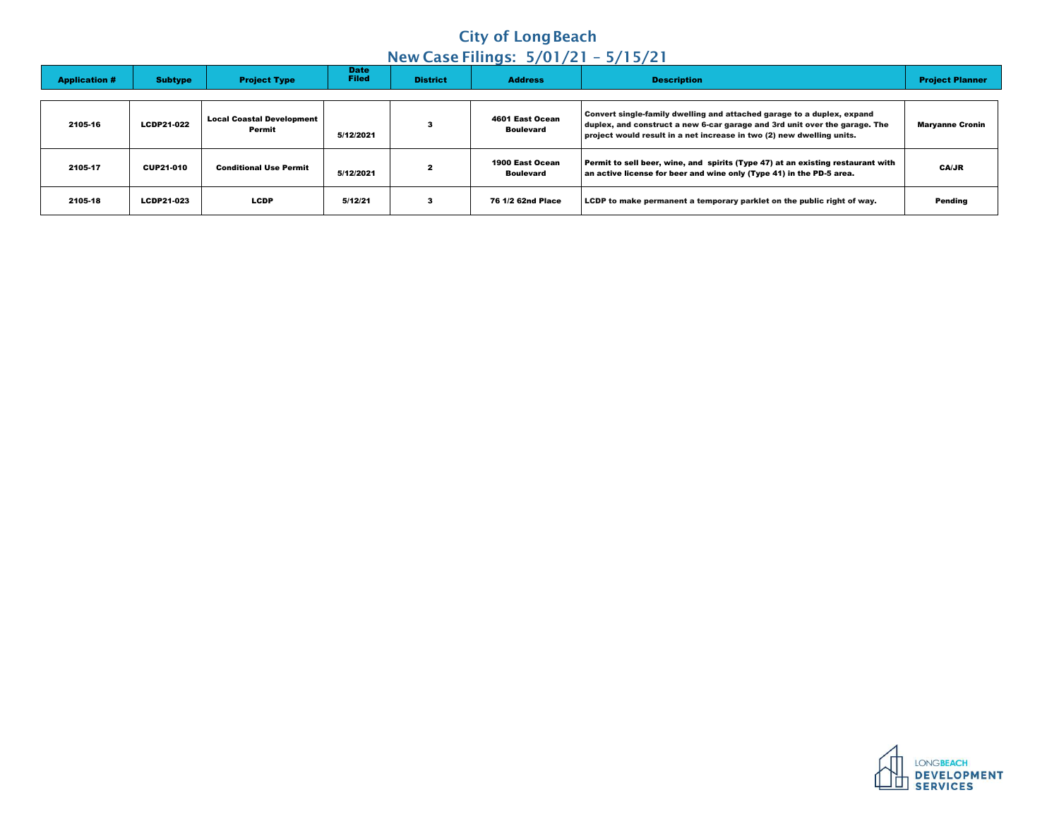# City of Long Beach

## New Case Filings: 5/01/21 – 5/15/21

| Application # | Subtype | Project Type | Date Filed | District | Address | Description | Project Planner |
|---|---|---|---|---|---|---|---|
| 2105-16 | LCDP21-022 | Local Coastal Development Permit | 5/12/2021 | 3 | 4601 East Ocean Boulevard | Convert single-family dwelling and attached garage to a duplex, expand duplex, and construct a new 6-car garage and 3rd unit over the garage. The project would result in a net increase in two (2) new dwelling units. | Maryanne Cronin |
| 2105-17 | CUP21-010 | Conditional Use Permit | 5/12/2021 | 2 | 1900 East Ocean Boulevard | Permit to sell beer, wine, and spirits (Type 47) at an existing restaurant with an active license for beer and wine only (Type 41) in the PD-5 area. | CA/JR |
| 2105-18 | LCDP21-023 | LCDP | 5/12/21 | 3 | 76 1/2 62nd Place | LCDP to make permanent a temporary parklet on the public right of way. | Pending |

LONGBEACH DEVELOPMENT SERVICES